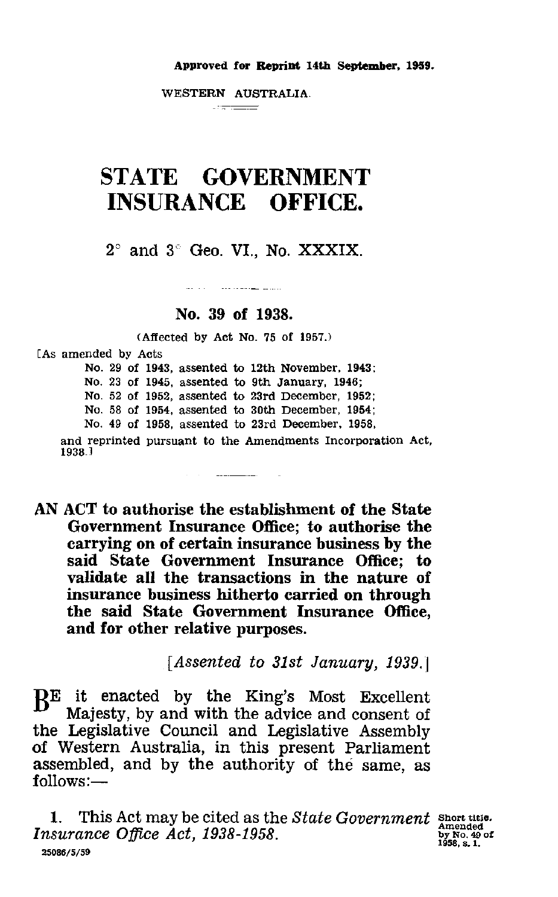**Approved for Reprint 14th September, 1959.**

WESTERN AUSTRALIA.

# STATE GOVERNMENT INSURANCE OFFICE.

## 2° and 3° Geo. VI., No. XXXIX.

### No. 39 of 1938.

(Affected by Act No. 75 of 1957.)

[As amended by Acts
No. 29 of 1943, assented to 12th November, 1943;
No. 23 of 1945, assented to 9th January, 1946;
No. 52 of 1952, assented to 23rd December, 1952;
No. 58 of 1954, assented to 30th December, 1954;
No. 49 of 1958, assented to 23rd December, 1958,
and reprinted pursuant to the Amendments Incorporation Act, 1938.]

**AN ACT to authorise the establishment of the State Government Insurance Office; to authorise the carrying on of certain insurance business by the said State Government Insurance Office; to validate all the transactions in the nature of insurance business hitherto carried on through the said State Government Insurance Office, and for other relative purposes.**

[*Assented to 31st January, 1939.*]

BE it enacted by the King's Most Excellent Majesty, by and with the advice and consent of the Legislative Council and Legislative Assembly of Western Australia, in this present Parliament assembled, and by the authority of the same, as follows:—

1. This Act may be cited as the *State Government Insurance Office Act, 1938-1958*.

Short title. Amended by No. 49 of 1958, s. 1.

25086/5/59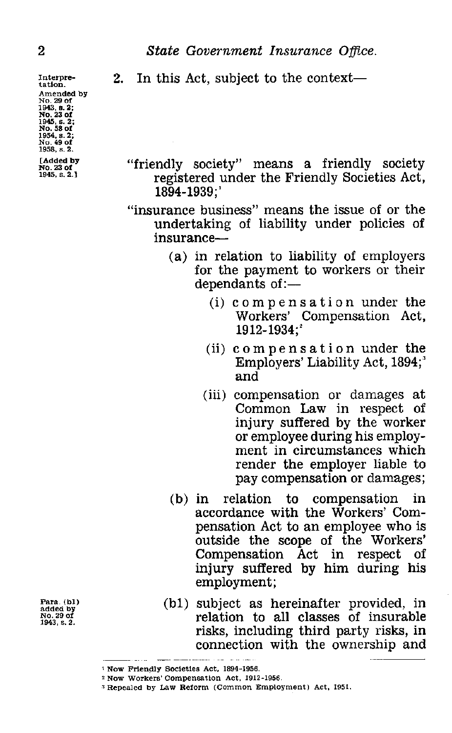Interpretation. Amended by No. 29 of 1943, s. 2; No. 23 of 1945, s. 2; No. 58 of 1954, s. 2; No. 49 of 1958, s. 2.

2. In this Act, subject to the context—

[Added by No. 23 of 1945, s. 2.]

"friendly society" means a friendly society registered under the Friendly Societies Act, 1894-1939;[1]

"insurance business" means the issue of or the undertaking of liability under policies of insurance—

(a) in relation to liability of employers for the payment to workers or their dependants of:—

(i) compensation under the Workers' Compensation Act, 1912-1934;[2]

(ii) compensation under the Employers' Liability Act, 1894;[3] and

(iii) compensation or damages at Common Law in respect of injury suffered by the worker or employee during his employment in circumstances which render the employer liable to pay compensation or damages;

(b) in relation to compensation in accordance with the Workers' Compensation Act to an employee who is outside the scope of the Workers' Compensation Act in respect of injury suffered by him during his employment;

Para. (b1) added by No. 29 of 1943, s. 2.

(b1) subject as hereinafter provided, in relation to all classes of insurable risks, including third party risks, in connection with the ownership and

---

[1] Now Friendly Societies Act, 1894-1956.

[2] Now Workers' Compensation Act, 1912-1956.

[3] Repealed by Law Reform (Common Employment) Act, 1951.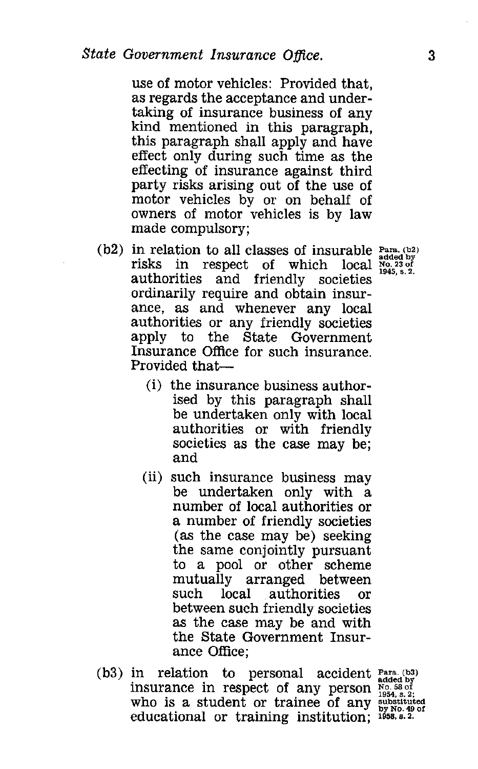use of motor vehicles: Provided that, as regards the acceptance and undertaking of insurance business of any kind mentioned in this paragraph, this paragraph shall apply and have effect only during such time as the effecting of insurance against third party risks arising out of the use of motor vehicles by or on behalf of owners of motor vehicles is by law made compulsory;

(b2) in relation to all classes of insurable risks in respect of which local authorities and friendly societies ordinarily require and obtain insurance, as and whenever any local authorities or any friendly societies apply to the State Government Insurance Office for such insurance. Provided that—

Para. (b2) added by No. 23 of 1945, s. 2.

- (i) the insurance business authorised by this paragraph shall be undertaken only with local authorities or with friendly societies as the case may be; and
- (ii) such insurance business may be undertaken only with a number of local authorities or a number of friendly societies (as the case may be) seeking the same conjointly pursuant to a pool or other scheme mutually arranged between such local authorities or between such friendly societies as the case may be and with the State Government Insurance Office;

(b3) in relation to personal accident insurance in respect of any person who is a student or trainee of any educational or training institution;

Para. (b3) added by No. 58 of 1954, s. 2; substituted by No. 49 of 1958, s. 2.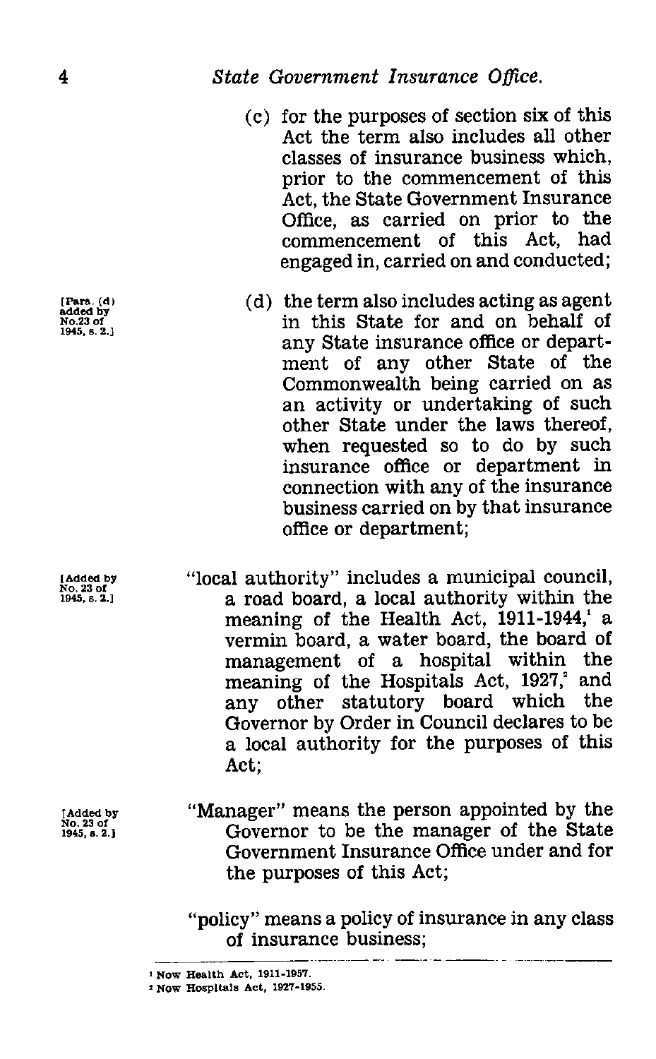(c) for the purposes of section six of this Act the term also includes all other classes of insurance business which, prior to the commencement of this Act, the State Government Insurance Office, as carried on prior to the commencement of this Act, had engaged in, carried on and conducted;

[Para. (d) added by No.23 of 1945, s. 2.]

(d) the term also includes acting as agent in this State for and on behalf of any State insurance office or department of any other State of the Commonwealth being carried on as an activity or undertaking of such other State under the laws thereof, when requested so to do by such insurance office or department in connection with any of the insurance business carried on by that insurance office or department;

[Added by No. 23 of 1945, s. 2.]

"local authority" includes a municipal council, a road board, a local authority within the meaning of the Health Act, 1911-1944,[1] a vermin board, a water board, the board of management of a hospital within the meaning of the Hospitals Act, 1927,[2] and any other statutory board which the Governor by Order in Council declares to be a local authority for the purposes of this Act;

[Added by No. 23 of 1945, s. 2.]

"Manager" means the person appointed by the Governor to be the manager of the State Government Insurance Office under and for the purposes of this Act;

"policy" means a policy of insurance in any class of insurance business;

---

[1] Now Health Act, 1911-1957.

[2] Now Hospitals Act, 1927-1955.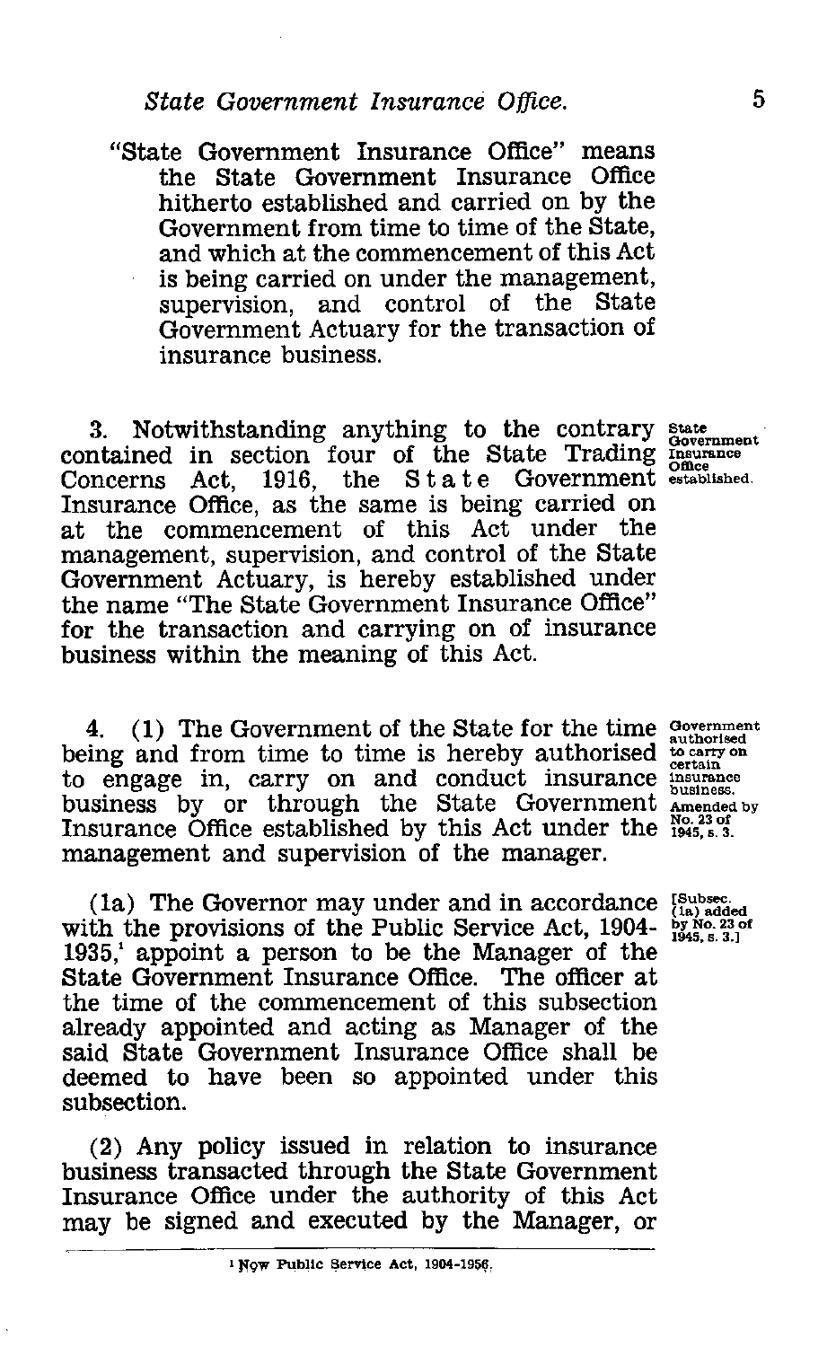"State Government Insurance Office" means the State Government Insurance Office hitherto established and carried on by the Government from time to time of the State, and which at the commencement of this Act is being carried on under the management, supervision, and control of the State Government Actuary for the transaction of insurance business.

3. Notwithstanding anything to the contrary contained in section four of the State Trading Concerns Act, 1916, the State Government Insurance Office, as the same is being carried on at the commencement of this Act under the management, supervision, and control of the State Government Actuary, is hereby established under the name "The State Government Insurance Office" for the transaction and carrying on of insurance business within the meaning of this Act.

State Government Insurance Office established.

4. (1) The Government of the State for the time being and from time to time is hereby authorised to engage in, carry on and conduct insurance business by or through the State Government Insurance Office established by this Act under the management and supervision of the manager.

Government authorised to carry on certain insurance business. Amended by No. 23 of 1945, s. 3.

(1a) The Governor may under and in accordance with the provisions of the Public Service Act, 1904-1935,[1] appoint a person to be the Manager of the State Government Insurance Office. The officer at the time of the commencement of this subsection already appointed and acting as Manager of the said State Government Insurance Office shall be deemed to have been so appointed under this subsection.

[Subsec. (1a) added by No. 23 of 1945, s. 3.]

(2) Any policy issued in relation to insurance business transacted through the State Government Insurance Office under the authority of this Act may be signed and executed by the Manager, or

[1] Now Public Service Act, 1904-1956.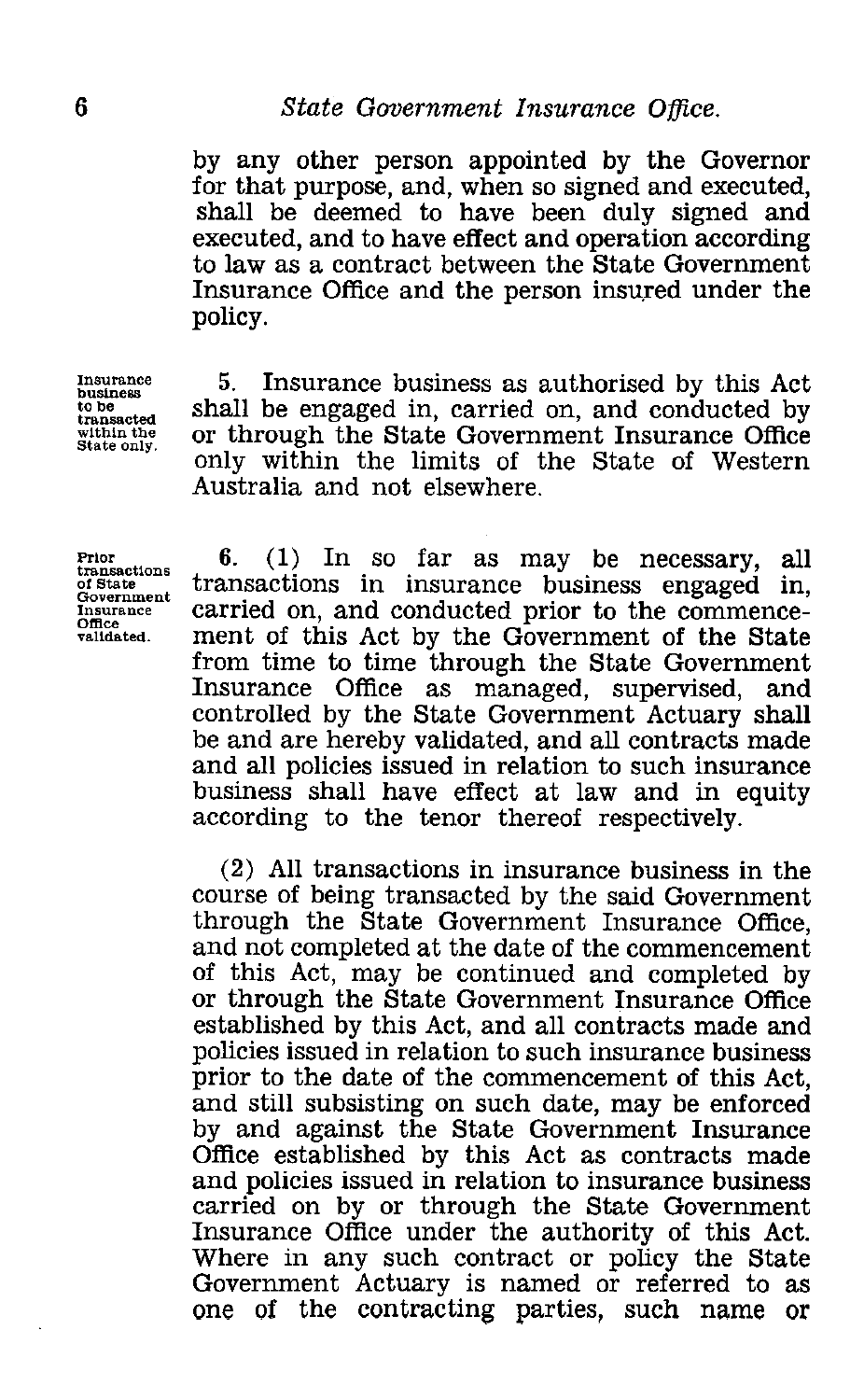by any other person appointed by the Governor for that purpose, and, when so signed and executed, shall be deemed to have been duly signed and executed, and to have effect and operation according to law as a contract between the State Government Insurance Office and the person insured under the policy.

Insurance business to be transacted within the State only.

5. Insurance business as authorised by this Act shall be engaged in, carried on, and conducted by or through the State Government Insurance Office only within the limits of the State of Western Australia and not elsewhere.

Prior transactions of State Government Insurance Office validated.

6. (1) In so far as may be necessary, all transactions in insurance business engaged in, carried on, and conducted prior to the commencement of this Act by the Government of the State from time to time through the State Government Insurance Office as managed, supervised, and controlled by the State Government Actuary shall be and are hereby validated, and all contracts made and all policies issued in relation to such insurance business shall have effect at law and in equity according to the tenor thereof respectively.

(2) All transactions in insurance business in the course of being transacted by the said Government through the State Government Insurance Office, and not completed at the date of the commencement of this Act, may be continued and completed by or through the State Government Insurance Office established by this Act, and all contracts made and policies issued in relation to such insurance business prior to the date of the commencement of this Act, and still subsisting on such date, may be enforced by and against the State Government Insurance Office established by this Act as contracts made and policies issued in relation to insurance business carried on by or through the State Government Insurance Office under the authority of this Act. Where in any such contract or policy the State Government Actuary is named or referred to as one of the contracting parties, such name or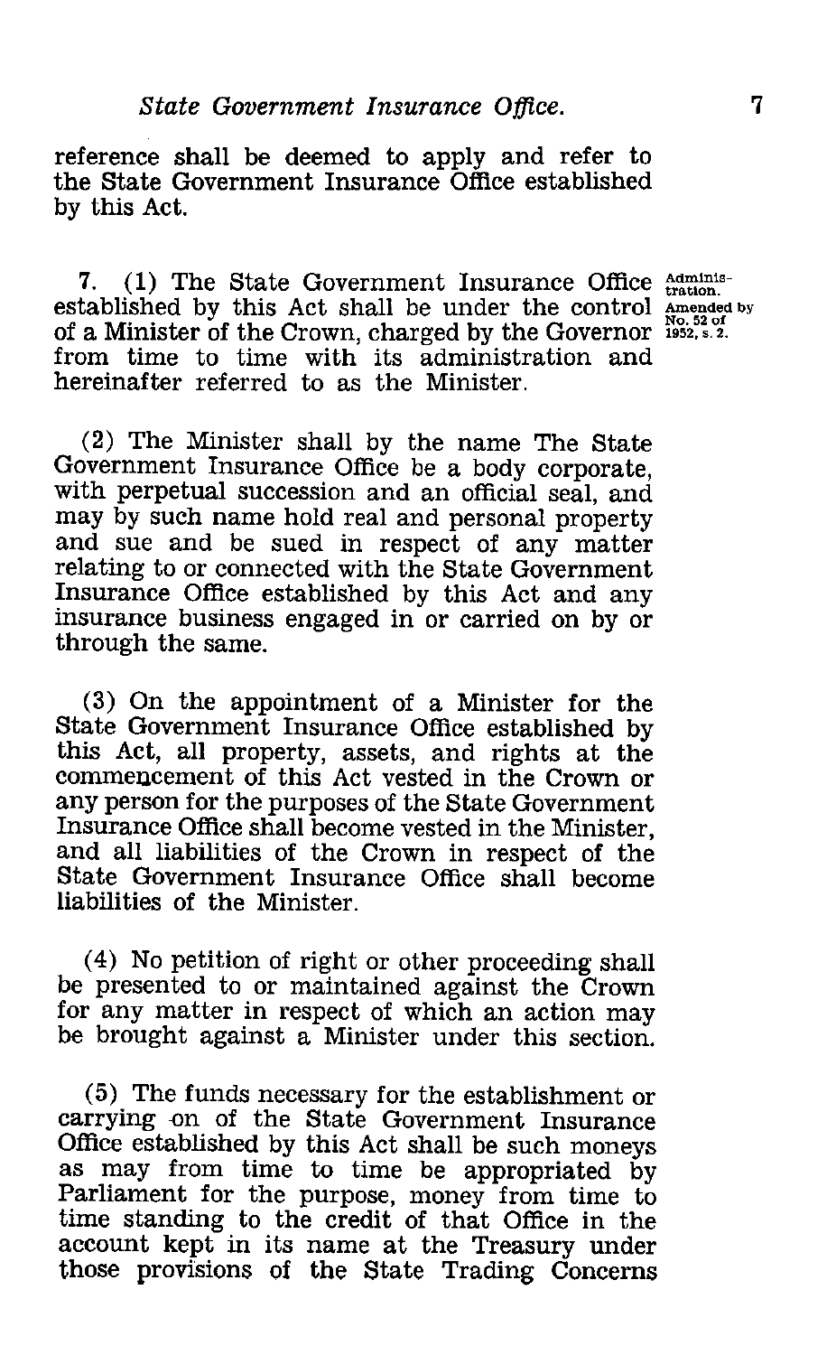reference shall be deemed to apply and refer to the State Government Insurance Office established by this Act.

7. (1) The State Government Insurance Office established by this Act shall be under the control of a Minister of the Crown, charged by the Governor from time to time with its administration and hereinafter referred to as the Minister.

Administration. Amended by No. 52 of 1952, s. 2.

(2) The Minister shall by the name The State Government Insurance Office be a body corporate, with perpetual succession and an official seal, and may by such name hold real and personal property and sue and be sued in respect of any matter relating to or connected with the State Government Insurance Office established by this Act and any insurance business engaged in or carried on by or through the same.

(3) On the appointment of a Minister for the State Government Insurance Office established by this Act, all property, assets, and rights at the commencement of this Act vested in the Crown or any person for the purposes of the State Government Insurance Office shall become vested in the Minister, and all liabilities of the Crown in respect of the State Government Insurance Office shall become liabilities of the Minister.

(4) No petition of right or other proceeding shall be presented to or maintained against the Crown for any matter in respect of which an action may be brought against a Minister under this section.

(5) The funds necessary for the establishment or carrying on of the State Government Insurance Office established by this Act shall be such moneys as may from time to time be appropriated by Parliament for the purpose, money from time to time standing to the credit of that Office in the account kept in its name at the Treasury under those provisions of the State Trading Concerns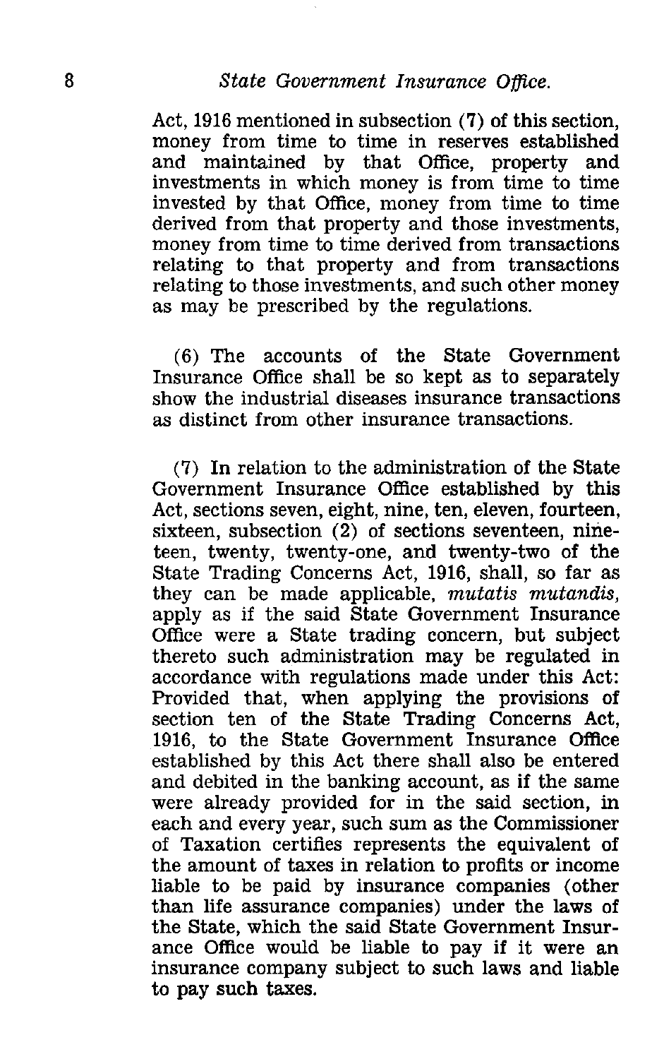Act, 1916 mentioned in subsection (7) of this section, money from time to time in reserves established and maintained by that Office, property and investments in which money is from time to time invested by that Office, money from time to time derived from that property and those investments, money from time to time derived from transactions relating to that property and from transactions relating to those investments, and such other money as may be prescribed by the regulations.

(6) The accounts of the State Government Insurance Office shall be so kept as to separately show the industrial diseases insurance transactions as distinct from other insurance transactions.

(7) In relation to the administration of the State Government Insurance Office established by this Act, sections seven, eight, nine, ten, eleven, fourteen, sixteen, subsection (2) of sections seventeen, nineteen, twenty, twenty-one, and twenty-two of the State Trading Concerns Act, 1916, shall, so far as they can be made applicable, *mutatis mutandis*, apply as if the said State Government Insurance Office were a State trading concern, but subject thereto such administration may be regulated in accordance with regulations made under this Act: Provided that, when applying the provisions of section ten of the State Trading Concerns Act, 1916, to the State Government Insurance Office established by this Act there shall also be entered and debited in the banking account, as if the same were already provided for in the said section, in each and every year, such sum as the Commissioner of Taxation certifies represents the equivalent of the amount of taxes in relation to profits or income liable to be paid by insurance companies (other than life assurance companies) under the laws of the State, which the said State Government Insurance Office would be liable to pay if it were an insurance company subject to such laws and liable to pay such taxes.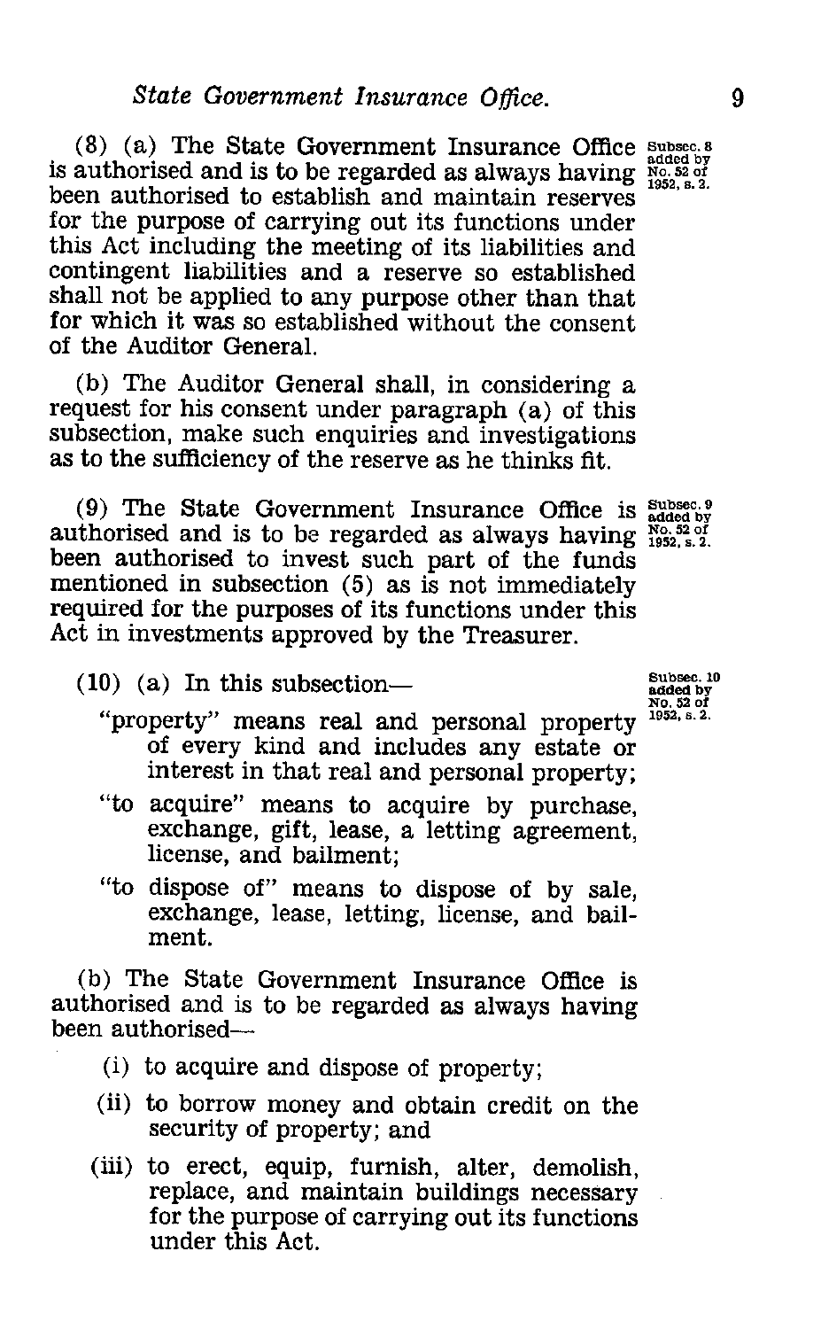(8) (a) The State Government Insurance Office is authorised and is to be regarded as always having been authorised to establish and maintain reserves for the purpose of carrying out its functions under this Act including the meeting of its liabilities and contingent liabilities and a reserve so established shall not be applied to any purpose other than that for which it was so established without the consent of the Auditor General.

Subsec. 8 added by No. 52 of 1952, s. 2.

(b) The Auditor General shall, in considering a request for his consent under paragraph (a) of this subsection, make such enquiries and investigations as to the sufficiency of the reserve as he thinks fit.

(9) The State Government Insurance Office is authorised and is to be regarded as always having been authorised to invest such part of the funds mentioned in subsection (5) as is not immediately required for the purposes of its functions under this Act in investments approved by the Treasurer.

Subsec. 9 added by No. 52 of 1952, s. 2.

(10) (a) In this subsection—

Subsec. 10 added by No. 52 of 1952, s. 2.

"property" means real and personal property of every kind and includes any estate or interest in that real and personal property;

"to acquire" means to acquire by purchase, exchange, gift, lease, a letting agreement, license, and bailment;

"to dispose of" means to dispose of by sale, exchange, lease, letting, license, and bailment.

(b) The State Government Insurance Office is authorised and is to be regarded as always having been authorised—

(i) to acquire and dispose of property;

(ii) to borrow money and obtain credit on the security of property; and

(iii) to erect, equip, furnish, alter, demolish, replace, and maintain buildings necessary for the purpose of carrying out its functions under this Act.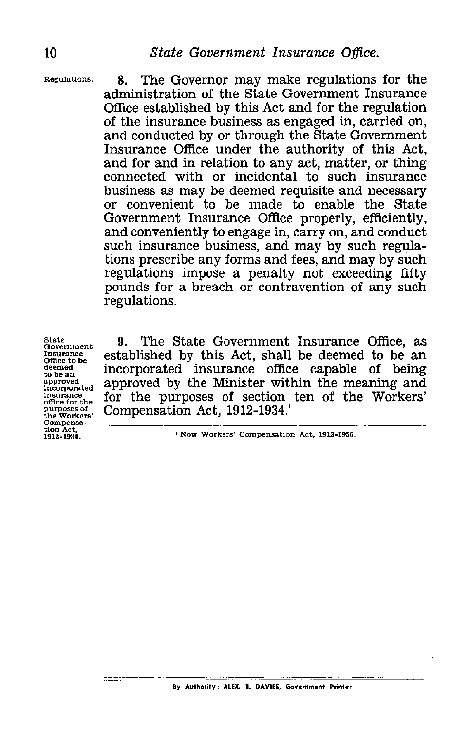Regulations.

8. The Governor may make regulations for the administration of the State Government Insurance Office established by this Act and for the regulation of the insurance business as engaged in, carried on, and conducted by or through the State Government Insurance Office under the authority of this Act, and for and in relation to any act, matter, or thing connected with or incidental to such insurance business as may be deemed requisite and necessary or convenient to be made to enable the State Government Insurance Office properly, efficiently, and conveniently to engage in, carry on, and conduct such insurance business, and may by such regulations prescribe any forms and fees, and may by such regulations impose a penalty not exceeding fifty pounds for a breach or contravention of any such regulations.

State Government Insurance Office to be deemed to be an approved incorporated insurance office for the purposes of the Workers' Compensation Act, 1912-1934.

9. The State Government Insurance Office, as established by this Act, shall be deemed to be an incorporated insurance office capable of being approved by the Minister within the meaning and for the purposes of section ten of the Workers' Compensation Act, 1912-1934.[1]

[1] Now Workers' Compensation Act, 1912-1956.

By Authority: ALEX. B. DAVIES, Government Printer